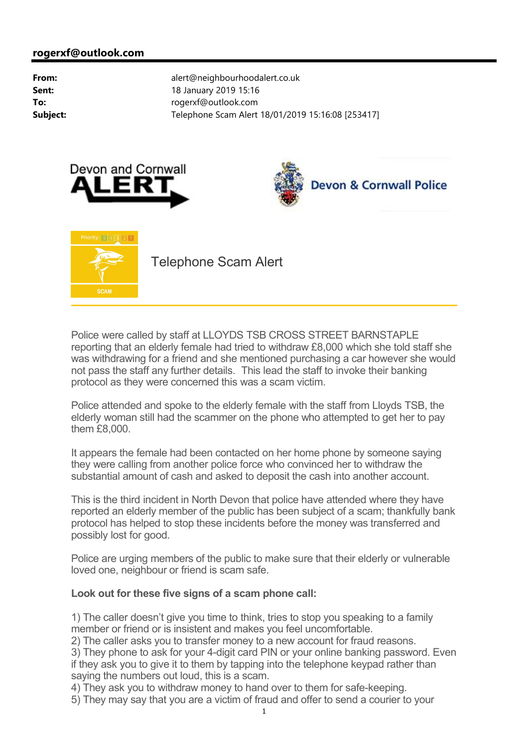**rogerxf@outlook.com**

**From:** alert@neighbourhoodalert.co.uk
**Sent:** 18 January 2019 15:16
**To:** rogerxf@outlook.com
**Subject:** Telephone Scam Alert 18/01/2019 15:16:08 [253417]

Devon and Cornwall ALERT

Devon & Cornwall Police

Priority: 5 4 3 2 1

SCAM

# Telephone Scam Alert

Police were called by staff at LLOYDS TSB CROSS STREET BARNSTAPLE reporting that an elderly female had tried to withdraw £8,000 which she told staff she was withdrawing for a friend and she mentioned purchasing a car however she would not pass the staff any further details. This lead the staff to invoke their banking protocol as they were concerned this was a scam victim.

Police attended and spoke to the elderly female with the staff from Lloyds TSB, the elderly woman still had the scammer on the phone who attempted to get her to pay them £8,000.

It appears the female had been contacted on her home phone by someone saying they were calling from another police force who convinced her to withdraw the substantial amount of cash and asked to deposit the cash into another account.

This is the third incident in North Devon that police have attended where they have reported an elderly member of the public has been subject of a scam; thankfully bank protocol has helped to stop these incidents before the money was transferred and possibly lost for good.

Police are urging members of the public to make sure that their elderly or vulnerable loved one, neighbour or friend is scam safe.

**Look out for these five signs of a scam phone call:**

1) The caller doesn't give you time to think, tries to stop you speaking to a family member or friend or is insistent and makes you feel uncomfortable.
2) The caller asks you to transfer money to a new account for fraud reasons.
3) They phone to ask for your 4-digit card PIN or your online banking password. Even if they ask you to give it to them by tapping into the telephone keypad rather than saying the numbers out loud, this is a scam.
4) They ask you to withdraw money to hand over to them for safe-keeping.
5) They may say that you are a victim of fraud and offer to send a courier to your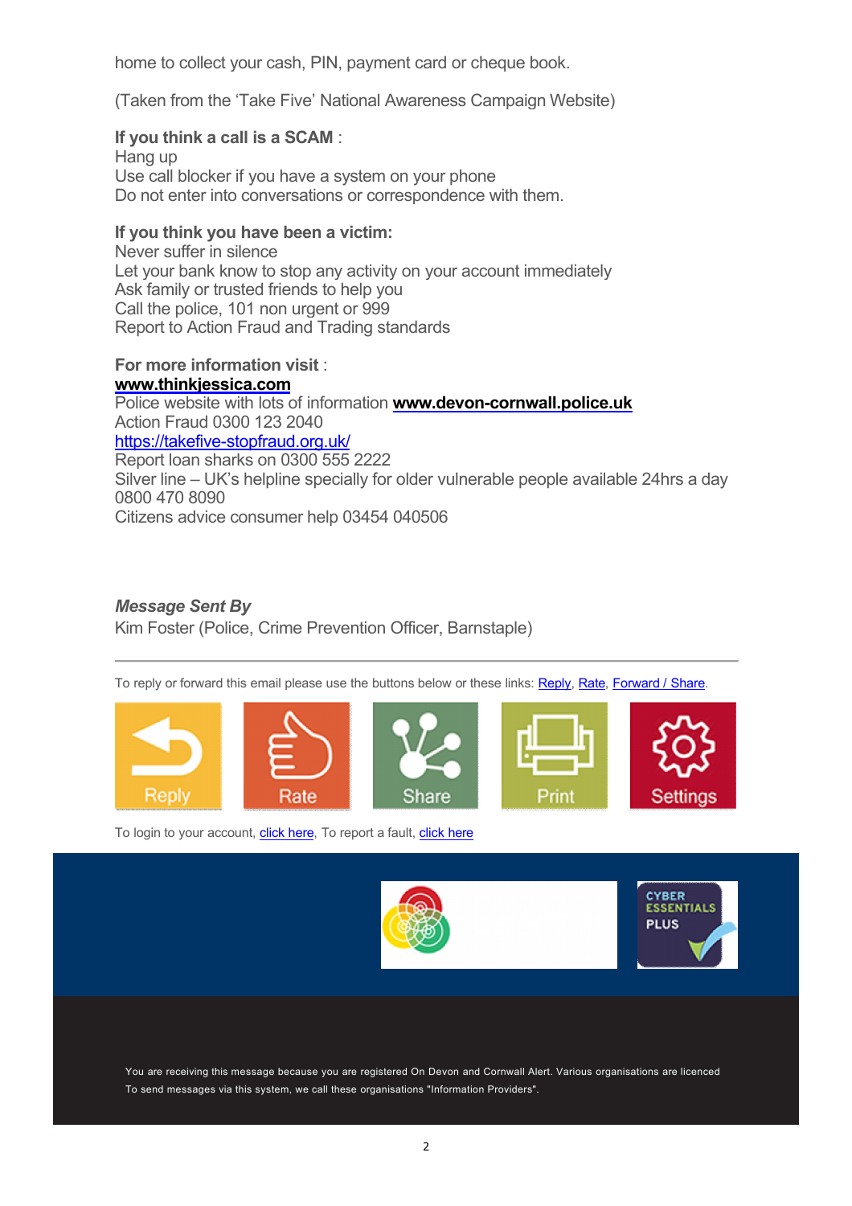home to collect your cash, PIN, payment card or cheque book.

(Taken from the 'Take Five' National Awareness Campaign Website)

**If you think a call is a SCAM** :
Hang up
Use call blocker if you have a system on your phone
Do not enter into conversations or correspondence with them.

**If you think you have been a victim:**
Never suffer in silence
Let your bank know to stop any activity on your account immediately
Ask family or trusted friends to help you
Call the police, 101 non urgent or 999
Report to Action Fraud and Trading standards

**For more information visit** :
**www.thinkjessica.com**
Police website with lots of information **www.devon-cornwall.police.uk**
Action Fraud 0300 123 2040
https://takefive-stopfraud.org.uk/
Report loan sharks on 0300 555 2222
Silver line – UK's helpline specially for older vulnerable people available 24hrs a day 0800 470 8090
Citizens advice consumer help 03454 040506

***Message Sent By***
Kim Foster (Police, Crime Prevention Officer, Barnstaple)

---

To reply or forward this email please use the buttons below or these links: Reply, Rate, Forward / Share.

Reply Rate Share Print Settings

To login to your account, click here, To report a fault, click here

CYBER ESSENTIALS PLUS

You are receiving this message because you are registered On Devon and Cornwall Alert. Various organisations are licenced To send messages via this system, we call these organisations "Information Providers".